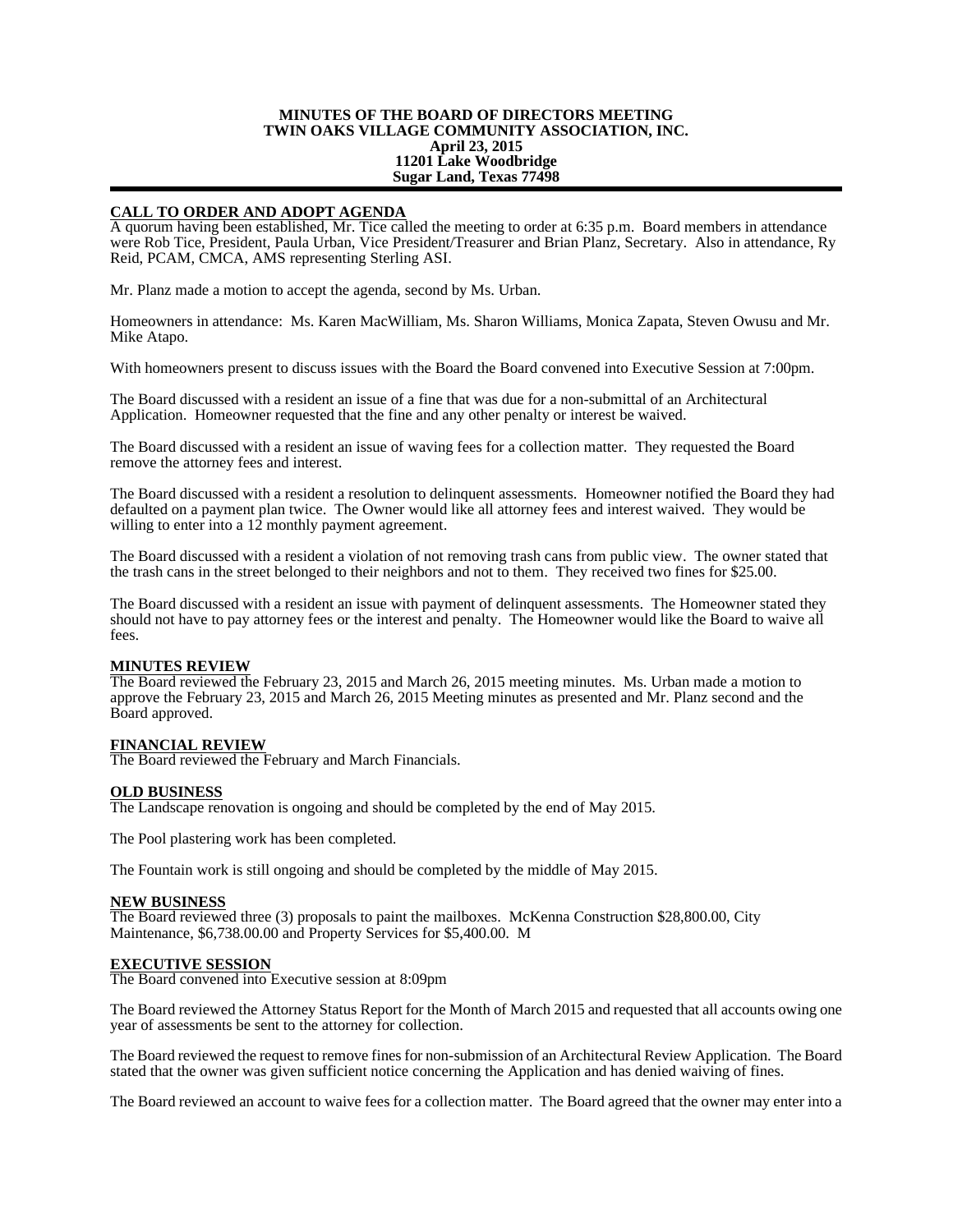**MINUTES OF THE BOARD OF DIRECTORS MEETING**
**TWIN OAKS VILLAGE COMMUNITY ASSOCIATION, INC.**
**April 23, 2015**
**11201 Lake Woodbridge**
**Sugar Land, Texas 77498**

## CALL TO ORDER AND ADOPT AGENDA

A quorum having been established, Mr. Tice called the meeting to order at 6:35 p.m. Board members in attendance were Rob Tice, President, Paula Urban, Vice President/Treasurer and Brian Planz, Secretary. Also in attendance, Ry Reid, PCAM, CMCA, AMS representing Sterling ASI.

Mr. Planz made a motion to accept the agenda, second by Ms. Urban.

Homeowners in attendance: Ms. Karen MacWilliam, Ms. Sharon Williams, Monica Zapata, Steven Owusu and Mr. Mike Atapo.

With homeowners present to discuss issues with the Board the Board convened into Executive Session at 7:00pm.

The Board discussed with a resident an issue of a fine that was due for a non-submittal of an Architectural Application. Homeowner requested that the fine and any other penalty or interest be waived.

The Board discussed with a resident an issue of waving fees for a collection matter. They requested the Board remove the attorney fees and interest.

The Board discussed with a resident a resolution to delinquent assessments. Homeowner notified the Board they had defaulted on a payment plan twice. The Owner would like all attorney fees and interest waived. They would be willing to enter into a 12 monthly payment agreement.

The Board discussed with a resident a violation of not removing trash cans from public view. The owner stated that the trash cans in the street belonged to their neighbors and not to them. They received two fines for $25.00.

The Board discussed with a resident an issue with payment of delinquent assessments. The Homeowner stated they should not have to pay attorney fees or the interest and penalty. The Homeowner would like the Board to waive all fees.

## MINUTES REVIEW

The Board reviewed the February 23, 2015 and March 26, 2015 meeting minutes. Ms. Urban made a motion to approve the February 23, 2015 and March 26, 2015 Meeting minutes as presented and Mr. Planz second and the Board approved.

## FINANCIAL REVIEW

The Board reviewed the February and March Financials.

## OLD BUSINESS

The Landscape renovation is ongoing and should be completed by the end of May 2015.

The Pool plastering work has been completed.

The Fountain work is still ongoing and should be completed by the middle of May 2015.

## NEW BUSINESS

The Board reviewed three (3) proposals to paint the mailboxes. McKenna Construction $28,800.00, City Maintenance, $6,738.00.00 and Property Services for $5,400.00. M

## EXECUTIVE SESSION

The Board convened into Executive session at 8:09pm

The Board reviewed the Attorney Status Report for the Month of March 2015 and requested that all accounts owing one year of assessments be sent to the attorney for collection.

The Board reviewed the request to remove fines for non-submission of an Architectural Review Application. The Board stated that the owner was given sufficient notice concerning the Application and has denied waiving of fines.

The Board reviewed an account to waive fees for a collection matter. The Board agreed that the owner may enter into a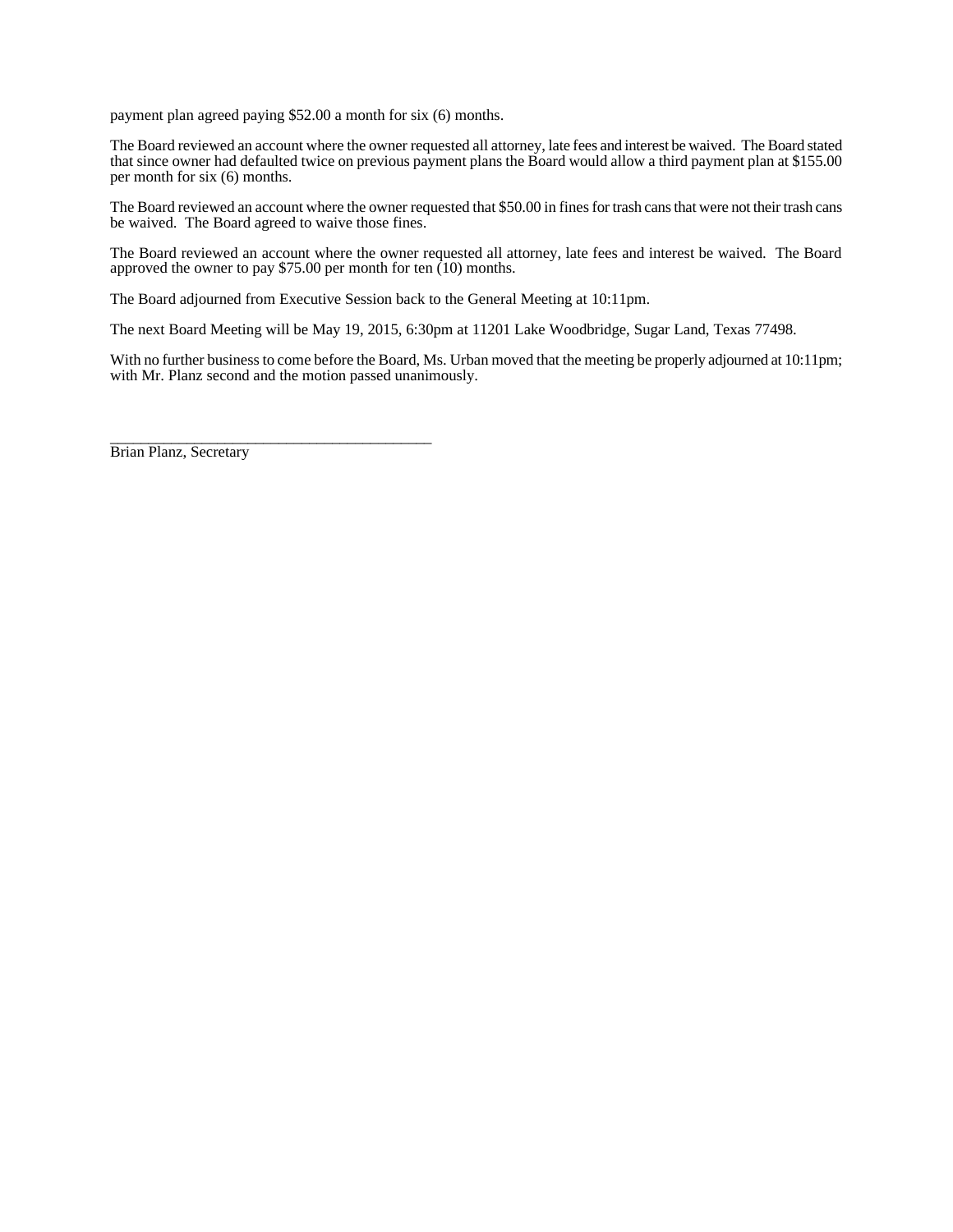payment plan agreed paying $52.00 a month for six (6) months.

The Board reviewed an account where the owner requested all attorney, late fees and interest be waived. The Board stated that since owner had defaulted twice on previous payment plans the Board would allow a third payment plan at $155.00 per month for six (6) months.

The Board reviewed an account where the owner requested that $50.00 in fines for trash cans that were not their trash cans be waived. The Board agreed to waive those fines.

The Board reviewed an account where the owner requested all attorney, late fees and interest be waived. The Board approved the owner to pay $75.00 per month for ten (10) months.

The Board adjourned from Executive Session back to the General Meeting at 10:11pm.

The next Board Meeting will be May 19, 2015, 6:30pm at 11201 Lake Woodbridge, Sugar Land, Texas 77498.

With no further business to come before the Board, Ms. Urban moved that the meeting be properly adjourned at 10:11pm; with Mr. Planz second and the motion passed unanimously.

\_\_\_\_\_\_\_\_\_\_\_\_\_\_\_\_\_\_\_\_\_\_\_\_\_\_\_\_\_\_\_\_\_\_\_\_\_\_\_\_\_\_\_\_

Brian Planz, Secretary